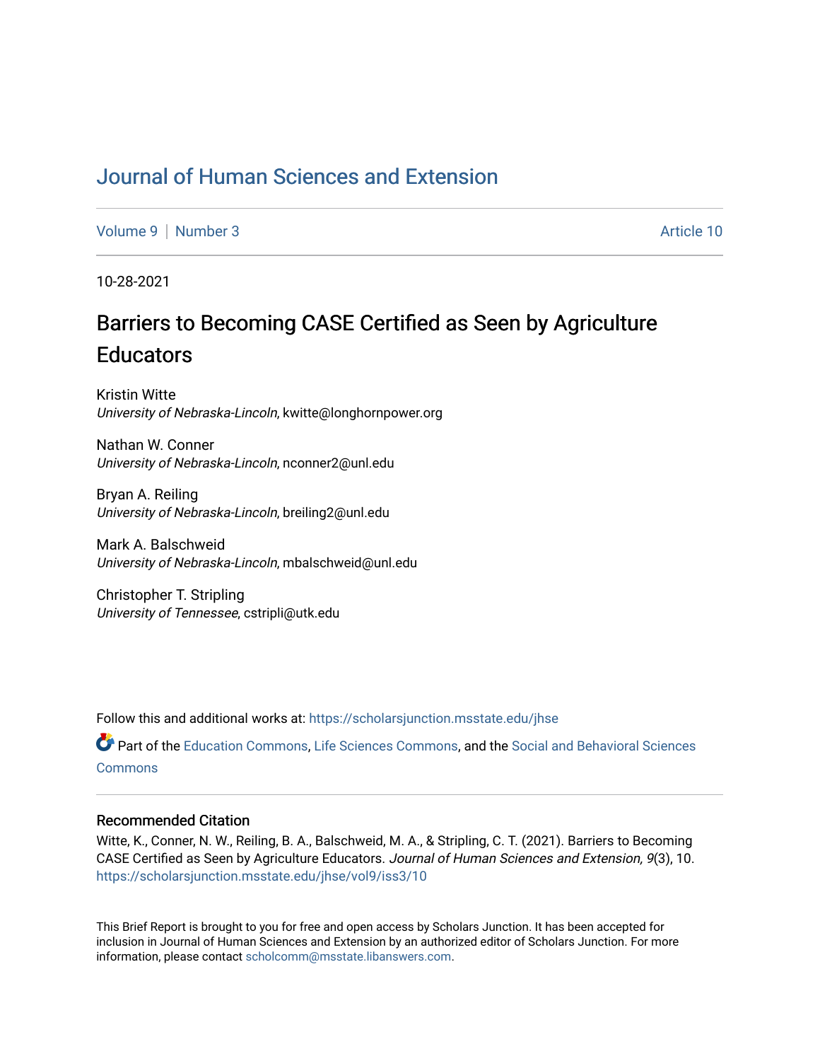# Journal of Human Sciences and Extension

Volume 9 | Number 3 Article 10

10-28-2021

## Barriers to Becoming CASE Certified as Seen by Agriculture Educators

Kristin Witte
*University of Nebraska-Lincoln*, kwitte@longhornpower.org

Nathan W. Conner
*University of Nebraska-Lincoln*, nconner2@unl.edu

Bryan A. Reiling
*University of Nebraska-Lincoln*, breiling2@unl.edu

Mark A. Balschweid
*University of Nebraska-Lincoln*, mbalschweid@unl.edu

Christopher T. Stripling
*University of Tennessee*, cstripli@utk.edu

Follow this and additional works at: https://scholarsjunction.msstate.edu/jhse

Part of the Education Commons, Life Sciences Commons, and the Social and Behavioral Sciences Commons

### Recommended Citation

Witte, K., Conner, N. W., Reiling, B. A., Balschweid, M. A., & Stripling, C. T. (2021). Barriers to Becoming CASE Certified as Seen by Agriculture Educators. *Journal of Human Sciences and Extension, 9*(3), 10. https://scholarsjunction.msstate.edu/jhse/vol9/iss3/10

This Brief Report is brought to you for free and open access by Scholars Junction. It has been accepted for inclusion in Journal of Human Sciences and Extension by an authorized editor of Scholars Junction. For more information, please contact scholcomm@msstate.libanswers.com.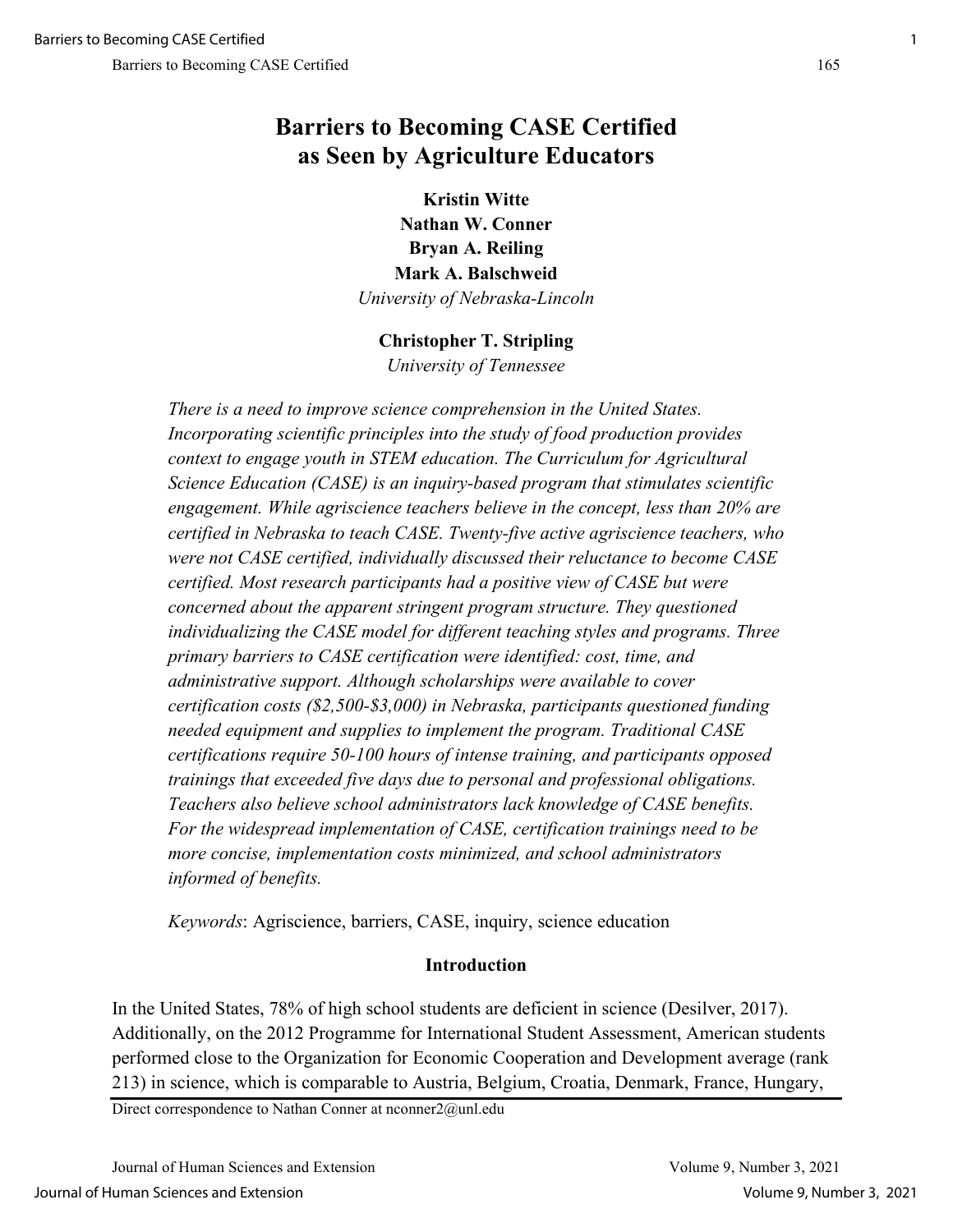# Barriers to Becoming CASE Certified as Seen by Agriculture Educators

**Kristin Witte**
**Nathan W. Conner**
**Bryan A. Reiling**
**Mark A. Balschweid**
*University of Nebraska-Lincoln*

**Christopher T. Stripling**
*University of Tennessee*

*There is a need to improve science comprehension in the United States. Incorporating scientific principles into the study of food production provides context to engage youth in STEM education. The Curriculum for Agricultural Science Education (CASE) is an inquiry-based program that stimulates scientific engagement. While agriscience teachers believe in the concept, less than 20% are certified in Nebraska to teach CASE. Twenty-five active agriscience teachers, who were not CASE certified, individually discussed their reluctance to become CASE certified. Most research participants had a positive view of CASE but were concerned about the apparent stringent program structure. They questioned individualizing the CASE model for different teaching styles and programs. Three primary barriers to CASE certification were identified: cost, time, and administrative support. Although scholarships were available to cover certification costs ($2,500-$3,000) in Nebraska, participants questioned funding needed equipment and supplies to implement the program. Traditional CASE certifications require 50-100 hours of intense training, and participants opposed trainings that exceeded five days due to personal and professional obligations. Teachers also believe school administrators lack knowledge of CASE benefits. For the widespread implementation of CASE, certification trainings need to be more concise, implementation costs minimized, and school administrators informed of benefits.*

*Keywords*: Agriscience, barriers, CASE, inquiry, science education

## Introduction

In the United States, 78% of high school students are deficient in science (Desilver, 2017). Additionally, on the 2012 Programme for International Student Assessment, American students performed close to the Organization for Economic Cooperation and Development average (rank 213) in science, which is comparable to Austria, Belgium, Croatia, Denmark, France, Hungary,

Direct correspondence to Nathan Conner at nconner2@unl.edu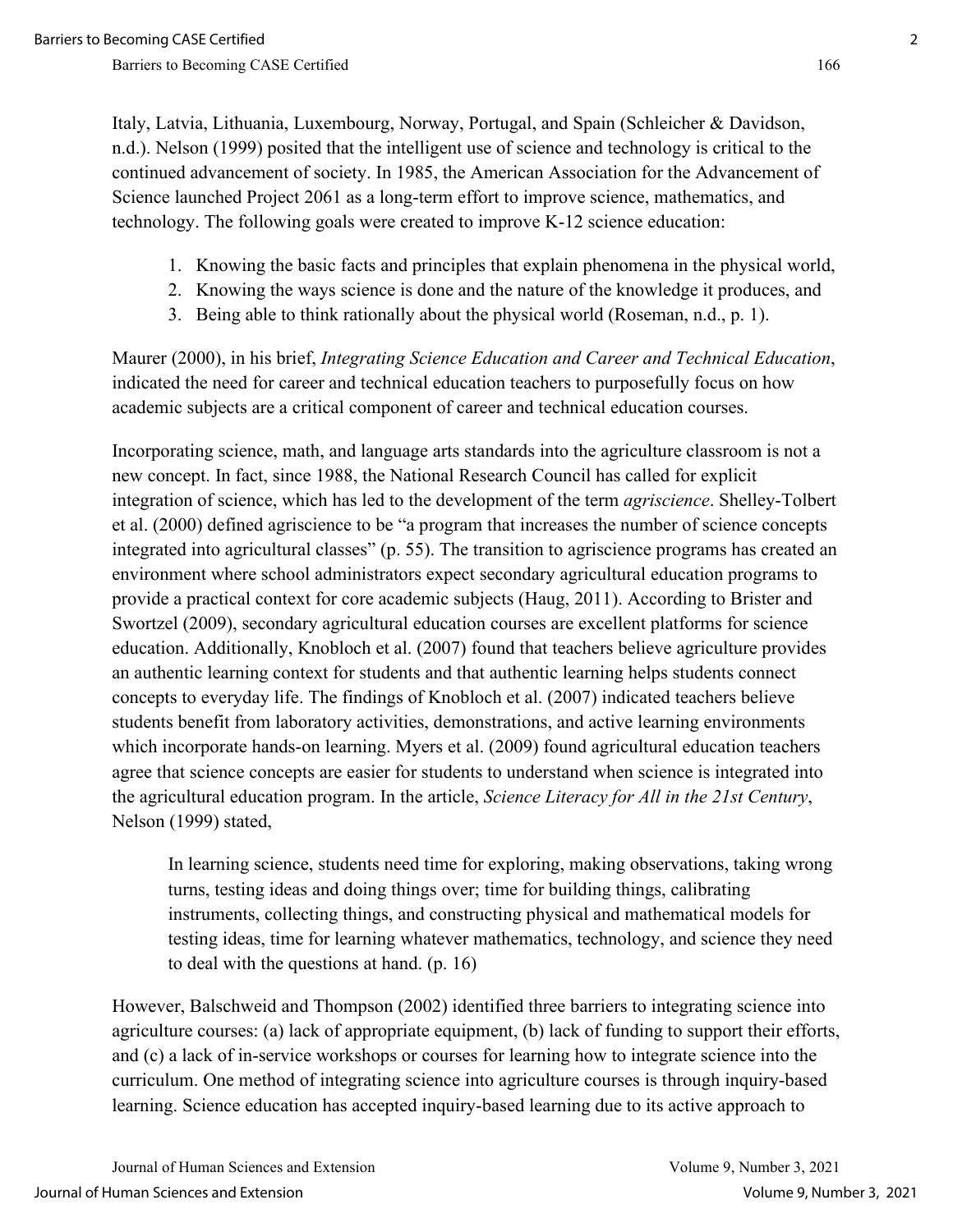Italy, Latvia, Lithuania, Luxembourg, Norway, Portugal, and Spain (Schleicher & Davidson, n.d.). Nelson (1999) posited that the intelligent use of science and technology is critical to the continued advancement of society. In 1985, the American Association for the Advancement of Science launched Project 2061 as a long-term effort to improve science, mathematics, and technology. The following goals were created to improve K-12 science education:

1. Knowing the basic facts and principles that explain phenomena in the physical world,
2. Knowing the ways science is done and the nature of the knowledge it produces, and
3. Being able to think rationally about the physical world (Roseman, n.d., p. 1).

Maurer (2000), in his brief, *Integrating Science Education and Career and Technical Education*, indicated the need for career and technical education teachers to purposefully focus on how academic subjects are a critical component of career and technical education courses.

Incorporating science, math, and language arts standards into the agriculture classroom is not a new concept. In fact, since 1988, the National Research Council has called for explicit integration of science, which has led to the development of the term *agriscience*. Shelley-Tolbert et al. (2000) defined agriscience to be "a program that increases the number of science concepts integrated into agricultural classes" (p. 55). The transition to agriscience programs has created an environment where school administrators expect secondary agricultural education programs to provide a practical context for core academic subjects (Haug, 2011). According to Brister and Swortzel (2009), secondary agricultural education courses are excellent platforms for science education. Additionally, Knobloch et al. (2007) found that teachers believe agriculture provides an authentic learning context for students and that authentic learning helps students connect concepts to everyday life. The findings of Knobloch et al. (2007) indicated teachers believe students benefit from laboratory activities, demonstrations, and active learning environments which incorporate hands-on learning. Myers et al. (2009) found agricultural education teachers agree that science concepts are easier for students to understand when science is integrated into the agricultural education program. In the article, *Science Literacy for All in the 21st Century*, Nelson (1999) stated,

> In learning science, students need time for exploring, making observations, taking wrong turns, testing ideas and doing things over; time for building things, calibrating instruments, collecting things, and constructing physical and mathematical models for testing ideas, time for learning whatever mathematics, technology, and science they need to deal with the questions at hand. (p. 16)

However, Balschweid and Thompson (2002) identified three barriers to integrating science into agriculture courses: (a) lack of appropriate equipment, (b) lack of funding to support their efforts, and (c) a lack of in-service workshops or courses for learning how to integrate science into the curriculum. One method of integrating science into agriculture courses is through inquiry-based learning. Science education has accepted inquiry-based learning due to its active approach to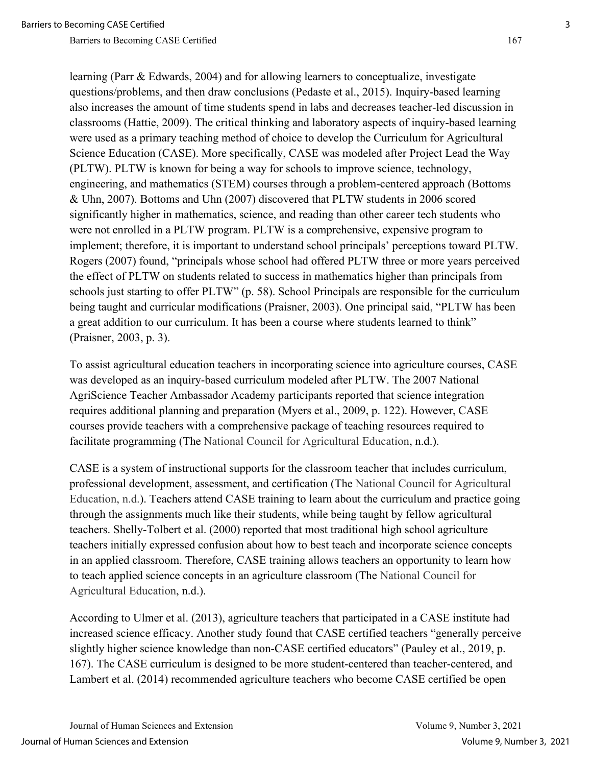learning (Parr & Edwards, 2004) and for allowing learners to conceptualize, investigate questions/problems, and then draw conclusions (Pedaste et al., 2015). Inquiry-based learning also increases the amount of time students spend in labs and decreases teacher-led discussion in classrooms (Hattie, 2009). The critical thinking and laboratory aspects of inquiry-based learning were used as a primary teaching method of choice to develop the Curriculum for Agricultural Science Education (CASE). More specifically, CASE was modeled after Project Lead the Way (PLTW). PLTW is known for being a way for schools to improve science, technology, engineering, and mathematics (STEM) courses through a problem-centered approach (Bottoms & Uhn, 2007). Bottoms and Uhn (2007) discovered that PLTW students in 2006 scored significantly higher in mathematics, science, and reading than other career tech students who were not enrolled in a PLTW program. PLTW is a comprehensive, expensive program to implement; therefore, it is important to understand school principals' perceptions toward PLTW. Rogers (2007) found, "principals whose school had offered PLTW three or more years perceived the effect of PLTW on students related to success in mathematics higher than principals from schools just starting to offer PLTW" (p. 58). School Principals are responsible for the curriculum being taught and curricular modifications (Praisner, 2003). One principal said, "PLTW has been a great addition to our curriculum. It has been a course where students learned to think" (Praisner, 2003, p. 3).

To assist agricultural education teachers in incorporating science into agriculture courses, CASE was developed as an inquiry-based curriculum modeled after PLTW. The 2007 National AgriScience Teacher Ambassador Academy participants reported that science integration requires additional planning and preparation (Myers et al., 2009, p. 122). However, CASE courses provide teachers with a comprehensive package of teaching resources required to facilitate programming (The National Council for Agricultural Education, n.d.).

CASE is a system of instructional supports for the classroom teacher that includes curriculum, professional development, assessment, and certification (The National Council for Agricultural Education, n.d.). Teachers attend CASE training to learn about the curriculum and practice going through the assignments much like their students, while being taught by fellow agricultural teachers. Shelly-Tolbert et al. (2000) reported that most traditional high school agriculture teachers initially expressed confusion about how to best teach and incorporate science concepts in an applied classroom. Therefore, CASE training allows teachers an opportunity to learn how to teach applied science concepts in an agriculture classroom (The National Council for Agricultural Education, n.d.).

According to Ulmer et al. (2013), agriculture teachers that participated in a CASE institute had increased science efficacy. Another study found that CASE certified teachers "generally perceive slightly higher science knowledge than non-CASE certified educators" (Pauley et al., 2019, p. 167). The CASE curriculum is designed to be more student-centered than teacher-centered, and Lambert et al. (2014) recommended agriculture teachers who become CASE certified be open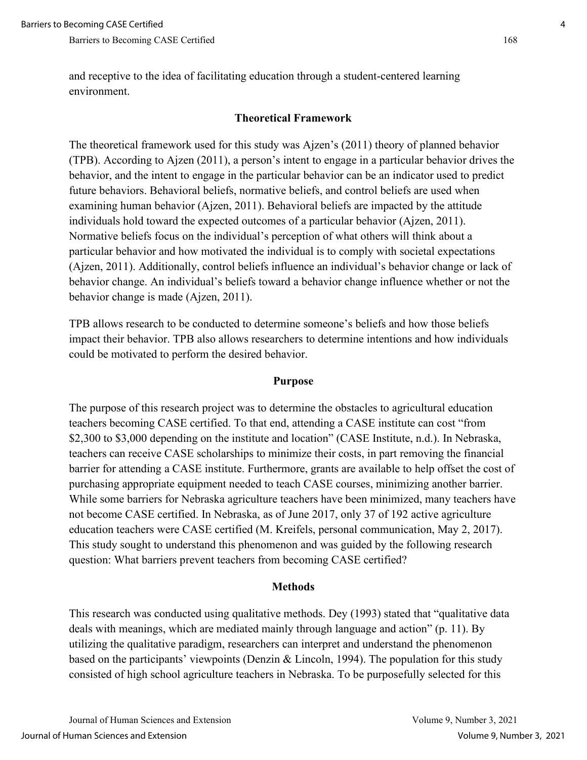and receptive to the idea of facilitating education through a student-centered learning environment.

## Theoretical Framework

The theoretical framework used for this study was Ajzen's (2011) theory of planned behavior (TPB). According to Ajzen (2011), a person's intent to engage in a particular behavior drives the behavior, and the intent to engage in the particular behavior can be an indicator used to predict future behaviors. Behavioral beliefs, normative beliefs, and control beliefs are used when examining human behavior (Ajzen, 2011). Behavioral beliefs are impacted by the attitude individuals hold toward the expected outcomes of a particular behavior (Ajzen, 2011). Normative beliefs focus on the individual's perception of what others will think about a particular behavior and how motivated the individual is to comply with societal expectations (Ajzen, 2011). Additionally, control beliefs influence an individual's behavior change or lack of behavior change. An individual's beliefs toward a behavior change influence whether or not the behavior change is made (Ajzen, 2011).

TPB allows research to be conducted to determine someone's beliefs and how those beliefs impact their behavior. TPB also allows researchers to determine intentions and how individuals could be motivated to perform the desired behavior.

## Purpose

The purpose of this research project was to determine the obstacles to agricultural education teachers becoming CASE certified. To that end, attending a CASE institute can cost "from $2,300 to $3,000 depending on the institute and location" (CASE Institute, n.d.). In Nebraska, teachers can receive CASE scholarships to minimize their costs, in part removing the financial barrier for attending a CASE institute. Furthermore, grants are available to help offset the cost of purchasing appropriate equipment needed to teach CASE courses, minimizing another barrier. While some barriers for Nebraska agriculture teachers have been minimized, many teachers have not become CASE certified. In Nebraska, as of June 2017, only 37 of 192 active agriculture education teachers were CASE certified (M. Kreifels, personal communication, May 2, 2017). This study sought to understand this phenomenon and was guided by the following research question: What barriers prevent teachers from becoming CASE certified?

## Methods

This research was conducted using qualitative methods. Dey (1993) stated that "qualitative data deals with meanings, which are mediated mainly through language and action" (p. 11). By utilizing the qualitative paradigm, researchers can interpret and understand the phenomenon based on the participants' viewpoints (Denzin & Lincoln, 1994). The population for this study consisted of high school agriculture teachers in Nebraska. To be purposefully selected for this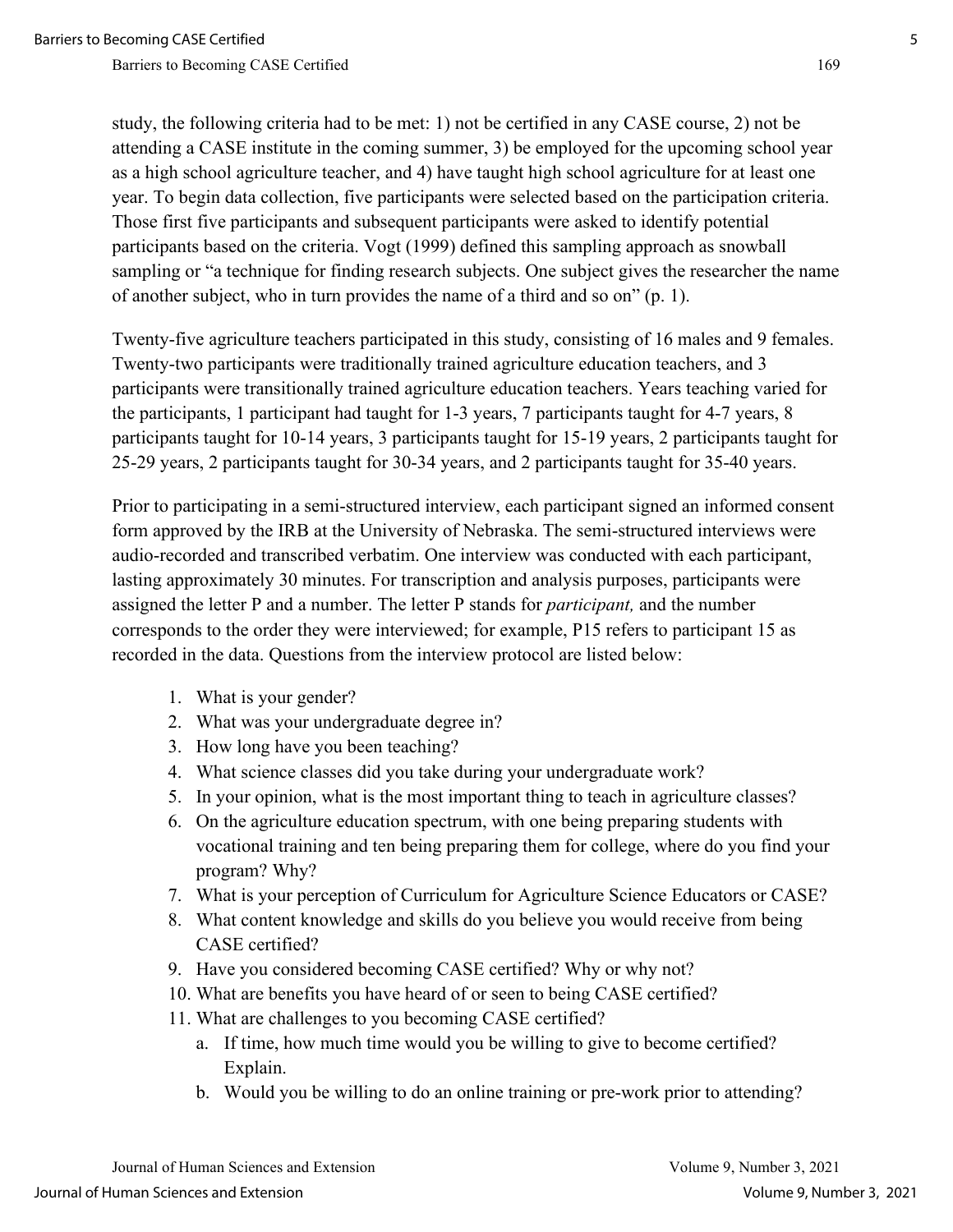study, the following criteria had to be met: 1) not be certified in any CASE course, 2) not be attending a CASE institute in the coming summer, 3) be employed for the upcoming school year as a high school agriculture teacher, and 4) have taught high school agriculture for at least one year. To begin data collection, five participants were selected based on the participation criteria. Those first five participants and subsequent participants were asked to identify potential participants based on the criteria. Vogt (1999) defined this sampling approach as snowball sampling or "a technique for finding research subjects. One subject gives the researcher the name of another subject, who in turn provides the name of a third and so on" (p. 1).

Twenty-five agriculture teachers participated in this study, consisting of 16 males and 9 females. Twenty-two participants were traditionally trained agriculture education teachers, and 3 participants were transitionally trained agriculture education teachers. Years teaching varied for the participants, 1 participant had taught for 1-3 years, 7 participants taught for 4-7 years, 8 participants taught for 10-14 years, 3 participants taught for 15-19 years, 2 participants taught for 25-29 years, 2 participants taught for 30-34 years, and 2 participants taught for 35-40 years.

Prior to participating in a semi-structured interview, each participant signed an informed consent form approved by the IRB at the University of Nebraska. The semi-structured interviews were audio-recorded and transcribed verbatim. One interview was conducted with each participant, lasting approximately 30 minutes. For transcription and analysis purposes, participants were assigned the letter P and a number. The letter P stands for *participant,* and the number corresponds to the order they were interviewed; for example, P15 refers to participant 15 as recorded in the data. Questions from the interview protocol are listed below:

1. What is your gender?
2. What was your undergraduate degree in?
3. How long have you been teaching?
4. What science classes did you take during your undergraduate work?
5. In your opinion, what is the most important thing to teach in agriculture classes?
6. On the agriculture education spectrum, with one being preparing students with vocational training and ten being preparing them for college, where do you find your program? Why?
7. What is your perception of Curriculum for Agriculture Science Educators or CASE?
8. What content knowledge and skills do you believe you would receive from being CASE certified?
9. Have you considered becoming CASE certified? Why or why not?
10. What are benefits you have heard of or seen to being CASE certified?
11. What are challenges to you becoming CASE certified?
    a. If time, how much time would you be willing to give to become certified? Explain.
    b. Would you be willing to do an online training or pre-work prior to attending?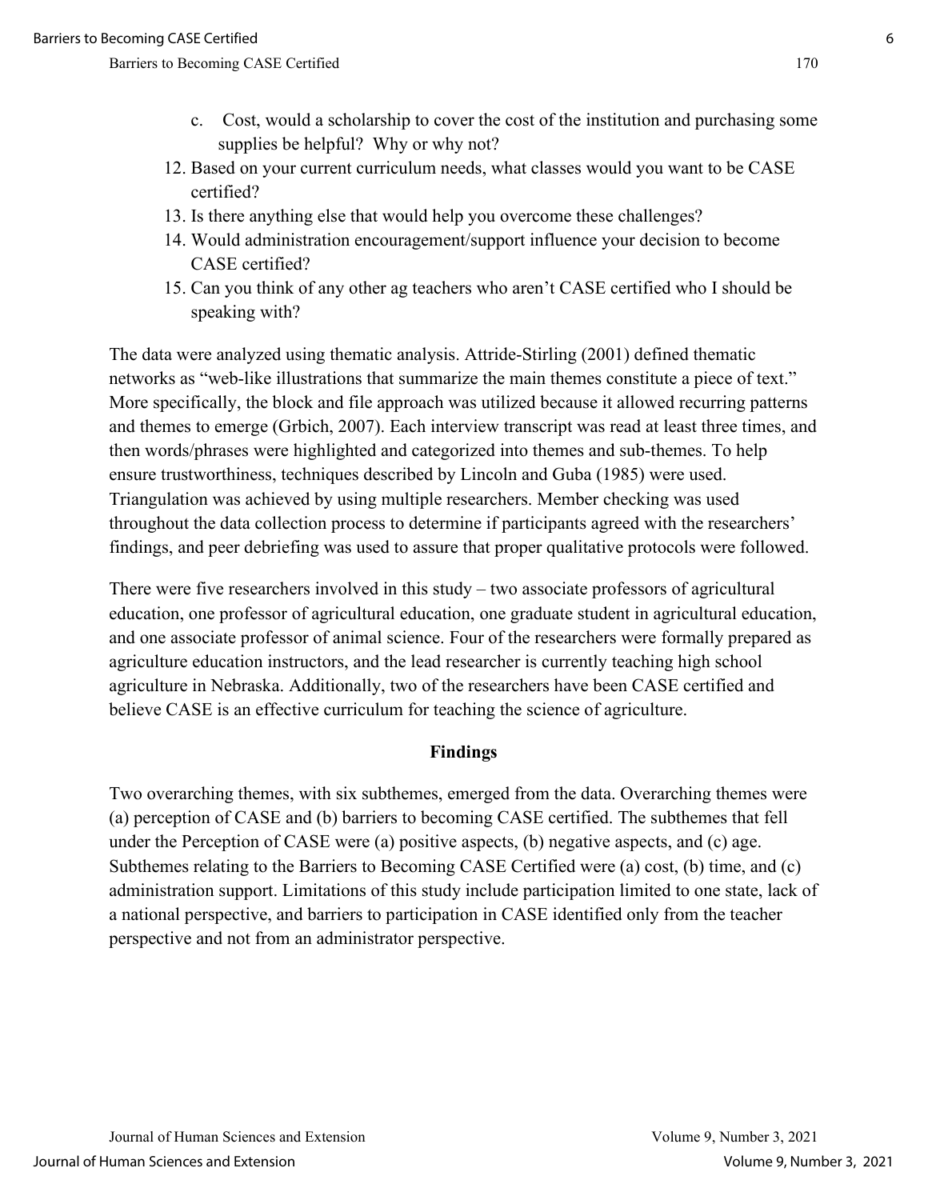c. Cost, would a scholarship to cover the cost of the institution and purchasing some supplies be helpful? Why or why not?

12. Based on your current curriculum needs, what classes would you want to be CASE certified?
13. Is there anything else that would help you overcome these challenges?
14. Would administration encouragement/support influence your decision to become CASE certified?
15. Can you think of any other ag teachers who aren't CASE certified who I should be speaking with?

The data were analyzed using thematic analysis. Attride-Stirling (2001) defined thematic networks as "web-like illustrations that summarize the main themes constitute a piece of text." More specifically, the block and file approach was utilized because it allowed recurring patterns and themes to emerge (Grbich, 2007). Each interview transcript was read at least three times, and then words/phrases were highlighted and categorized into themes and sub-themes. To help ensure trustworthiness, techniques described by Lincoln and Guba (1985) were used. Triangulation was achieved by using multiple researchers. Member checking was used throughout the data collection process to determine if participants agreed with the researchers' findings, and peer debriefing was used to assure that proper qualitative protocols were followed.

There were five researchers involved in this study – two associate professors of agricultural education, one professor of agricultural education, one graduate student in agricultural education, and one associate professor of animal science. Four of the researchers were formally prepared as agriculture education instructors, and the lead researcher is currently teaching high school agriculture in Nebraska. Additionally, two of the researchers have been CASE certified and believe CASE is an effective curriculum for teaching the science of agriculture.

## Findings

Two overarching themes, with six subthemes, emerged from the data. Overarching themes were (a) perception of CASE and (b) barriers to becoming CASE certified. The subthemes that fell under the Perception of CASE were (a) positive aspects, (b) negative aspects, and (c) age. Subthemes relating to the Barriers to Becoming CASE Certified were (a) cost, (b) time, and (c) administration support. Limitations of this study include participation limited to one state, lack of a national perspective, and barriers to participation in CASE identified only from the teacher perspective and not from an administrator perspective.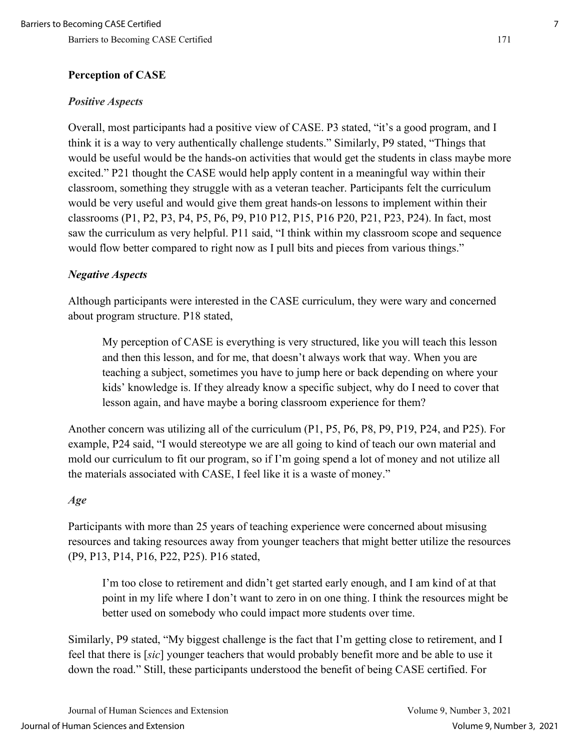## Perception of CASE

### *Positive Aspects*

Overall, most participants had a positive view of CASE. P3 stated, "it's a good program, and I think it is a way to very authentically challenge students." Similarly, P9 stated, "Things that would be useful would be the hands-on activities that would get the students in class maybe more excited." P21 thought the CASE would help apply content in a meaningful way within their classroom, something they struggle with as a veteran teacher. Participants felt the curriculum would be very useful and would give them great hands-on lessons to implement within their classrooms (P1, P2, P3, P4, P5, P6, P9, P10 P12, P15, P16 P20, P21, P23, P24). In fact, most saw the curriculum as very helpful. P11 said, "I think within my classroom scope and sequence would flow better compared to right now as I pull bits and pieces from various things."

### *Negative Aspects*

Although participants were interested in the CASE curriculum, they were wary and concerned about program structure. P18 stated,

> My perception of CASE is everything is very structured, like you will teach this lesson and then this lesson, and for me, that doesn't always work that way. When you are teaching a subject, sometimes you have to jump here or back depending on where your kids' knowledge is. If they already know a specific subject, why do I need to cover that lesson again, and have maybe a boring classroom experience for them?

Another concern was utilizing all of the curriculum (P1, P5, P6, P8, P9, P19, P24, and P25). For example, P24 said, "I would stereotype we are all going to kind of teach our own material and mold our curriculum to fit our program, so if I'm going spend a lot of money and not utilize all the materials associated with CASE, I feel like it is a waste of money."

### *Age*

Participants with more than 25 years of teaching experience were concerned about misusing resources and taking resources away from younger teachers that might better utilize the resources (P9, P13, P14, P16, P22, P25). P16 stated,

> I'm too close to retirement and didn't get started early enough, and I am kind of at that point in my life where I don't want to zero in on one thing. I think the resources might be better used on somebody who could impact more students over time.

Similarly, P9 stated, "My biggest challenge is the fact that I'm getting close to retirement, and I feel that there is [*sic*] younger teachers that would probably benefit more and be able to use it down the road." Still, these participants understood the benefit of being CASE certified. For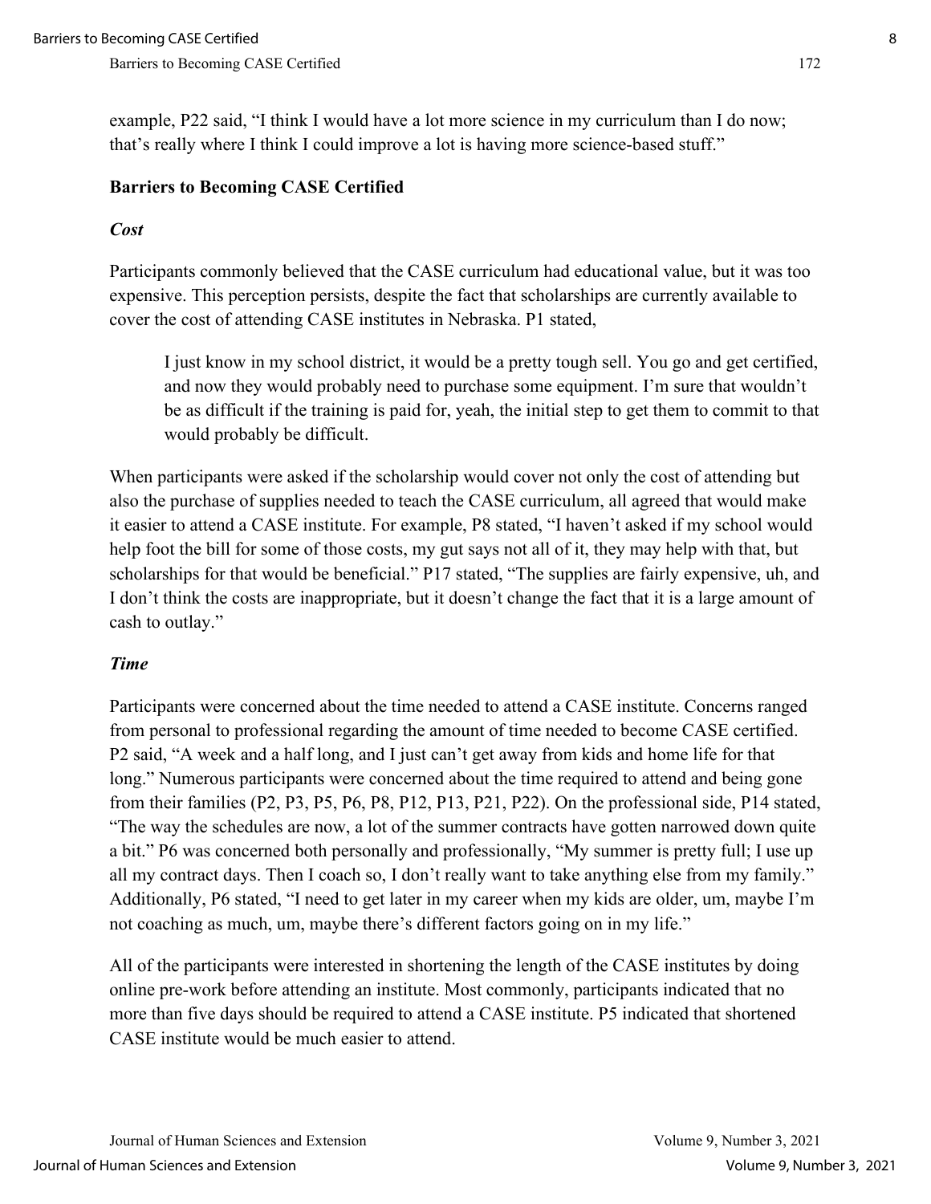example, P22 said, “I think I would have a lot more science in my curriculum than I do now; that’s really where I think I could improve a lot is having more science-based stuff.”

### Barriers to Becoming CASE Certified

#### *Cost*

Participants commonly believed that the CASE curriculum had educational value, but it was too expensive. This perception persists, despite the fact that scholarships are currently available to cover the cost of attending CASE institutes in Nebraska. P1 stated,

> I just know in my school district, it would be a pretty tough sell. You go and get certified, and now they would probably need to purchase some equipment. I’m sure that wouldn’t be as difficult if the training is paid for, yeah, the initial step to get them to commit to that would probably be difficult.

When participants were asked if the scholarship would cover not only the cost of attending but also the purchase of supplies needed to teach the CASE curriculum, all agreed that would make it easier to attend a CASE institute. For example, P8 stated, “I haven’t asked if my school would help foot the bill for some of those costs, my gut says not all of it, they may help with that, but scholarships for that would be beneficial.” P17 stated, “The supplies are fairly expensive, uh, and I don’t think the costs are inappropriate, but it doesn’t change the fact that it is a large amount of cash to outlay.”

#### *Time*

Participants were concerned about the time needed to attend a CASE institute. Concerns ranged from personal to professional regarding the amount of time needed to become CASE certified. P2 said, “A week and a half long, and I just can’t get away from kids and home life for that long.” Numerous participants were concerned about the time required to attend and being gone from their families (P2, P3, P5, P6, P8, P12, P13, P21, P22). On the professional side, P14 stated, “The way the schedules are now, a lot of the summer contracts have gotten narrowed down quite a bit.” P6 was concerned both personally and professionally, “My summer is pretty full; I use up all my contract days. Then I coach so, I don’t really want to take anything else from my family.” Additionally, P6 stated, “I need to get later in my career when my kids are older, um, maybe I’m not coaching as much, um, maybe there’s different factors going on in my life.”

All of the participants were interested in shortening the length of the CASE institutes by doing online pre-work before attending an institute. Most commonly, participants indicated that no more than five days should be required to attend a CASE institute. P5 indicated that shortened CASE institute would be much easier to attend.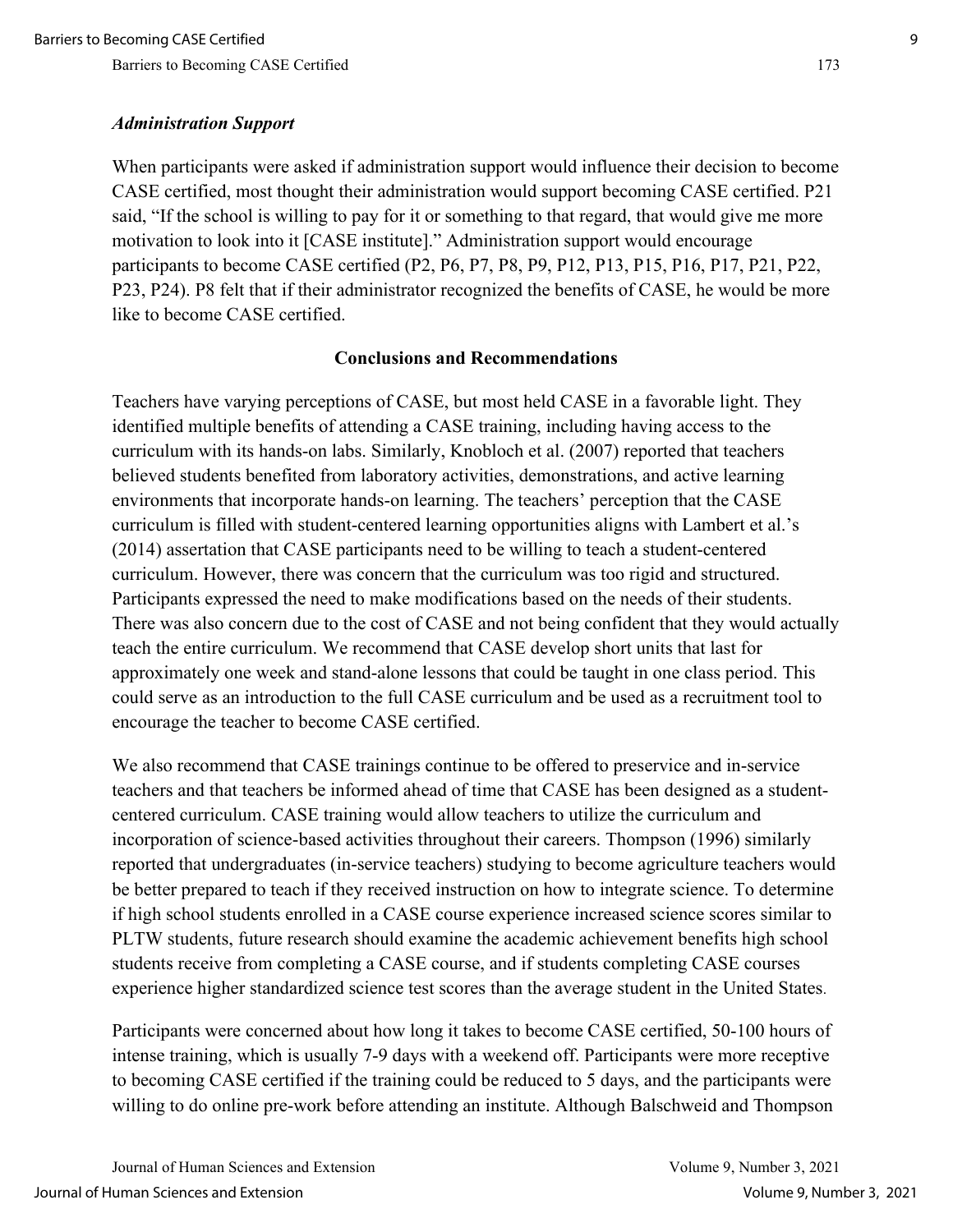### *Administration Support*

When participants were asked if administration support would influence their decision to become CASE certified, most thought their administration would support becoming CASE certified. P21 said, "If the school is willing to pay for it or something to that regard, that would give me more motivation to look into it [CASE institute]." Administration support would encourage participants to become CASE certified (P2, P6, P7, P8, P9, P12, P13, P15, P16, P17, P21, P22, P23, P24). P8 felt that if their administrator recognized the benefits of CASE, he would be more like to become CASE certified.

## Conclusions and Recommendations

Teachers have varying perceptions of CASE, but most held CASE in a favorable light. They identified multiple benefits of attending a CASE training, including having access to the curriculum with its hands-on labs. Similarly, Knobloch et al. (2007) reported that teachers believed students benefited from laboratory activities, demonstrations, and active learning environments that incorporate hands-on learning. The teachers' perception that the CASE curriculum is filled with student-centered learning opportunities aligns with Lambert et al.'s (2014) assertion that CASE participants need to be willing to teach a student-centered curriculum. However, there was concern that the curriculum was too rigid and structured. Participants expressed the need to make modifications based on the needs of their students. There was also concern due to the cost of CASE and not being confident that they would actually teach the entire curriculum. We recommend that CASE develop short units that last for approximately one week and stand-alone lessons that could be taught in one class period. This could serve as an introduction to the full CASE curriculum and be used as a recruitment tool to encourage the teacher to become CASE certified.

We also recommend that CASE trainings continue to be offered to preservice and in-service teachers and that teachers be informed ahead of time that CASE has been designed as a student-centered curriculum. CASE training would allow teachers to utilize the curriculum and incorporation of science-based activities throughout their careers. Thompson (1996) similarly reported that undergraduates (in-service teachers) studying to become agriculture teachers would be better prepared to teach if they received instruction on how to integrate science. To determine if high school students enrolled in a CASE course experience increased science scores similar to PLTW students, future research should examine the academic achievement benefits high school students receive from completing a CASE course, and if students completing CASE courses experience higher standardized science test scores than the average student in the United States.

Participants were concerned about how long it takes to become CASE certified, 50-100 hours of intense training, which is usually 7-9 days with a weekend off. Participants were more receptive to becoming CASE certified if the training could be reduced to 5 days, and the participants were willing to do online pre-work before attending an institute. Although Balschweid and Thompson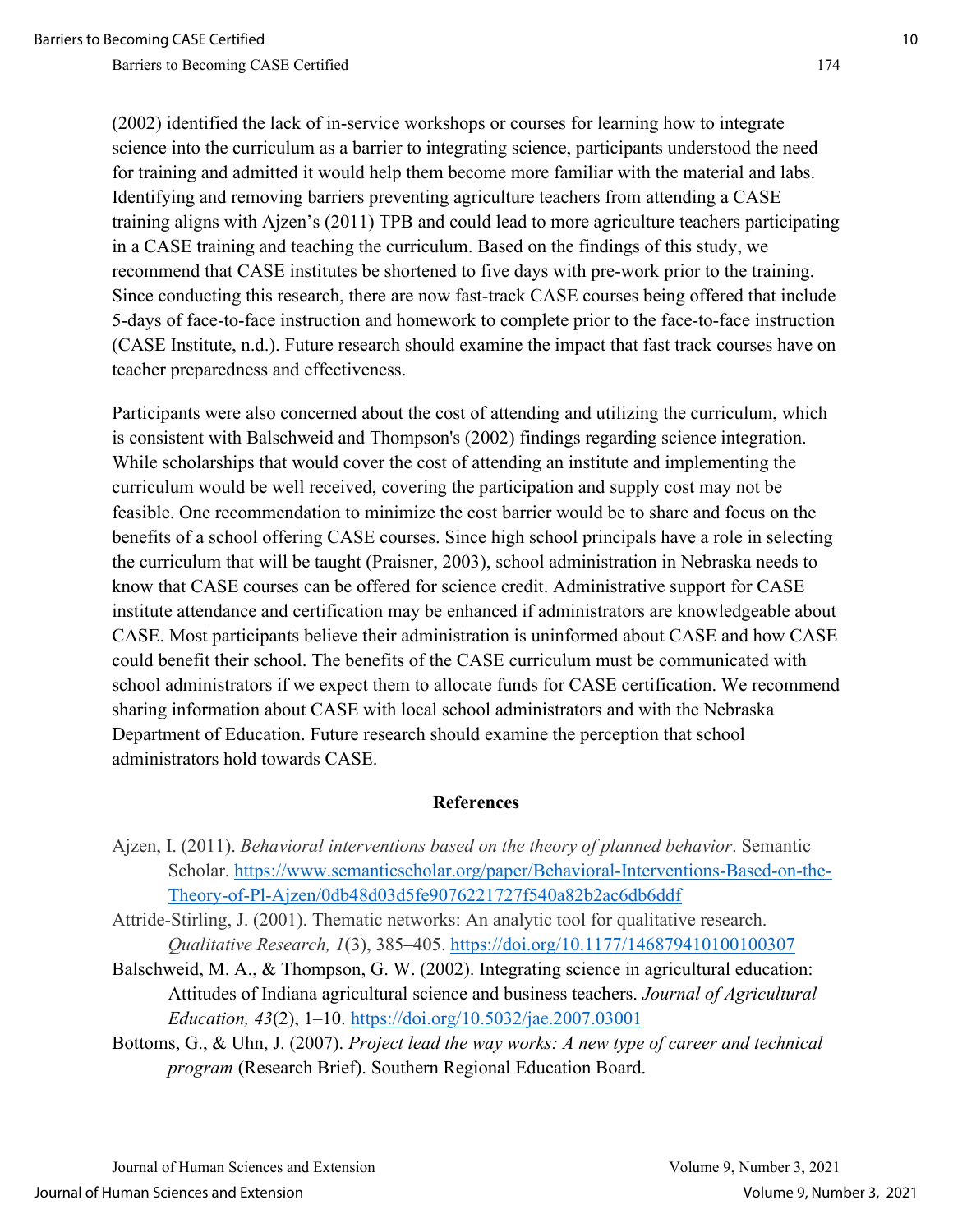(2002) identified the lack of in-service workshops or courses for learning how to integrate science into the curriculum as a barrier to integrating science, participants understood the need for training and admitted it would help them become more familiar with the material and labs. Identifying and removing barriers preventing agriculture teachers from attending a CASE training aligns with Ajzen's (2011) TPB and could lead to more agriculture teachers participating in a CASE training and teaching the curriculum. Based on the findings of this study, we recommend that CASE institutes be shortened to five days with pre-work prior to the training. Since conducting this research, there are now fast-track CASE courses being offered that include 5-days of face-to-face instruction and homework to complete prior to the face-to-face instruction (CASE Institute, n.d.). Future research should examine the impact that fast track courses have on teacher preparedness and effectiveness.

Participants were also concerned about the cost of attending and utilizing the curriculum, which is consistent with Balschweid and Thompson's (2002) findings regarding science integration. While scholarships that would cover the cost of attending an institute and implementing the curriculum would be well received, covering the participation and supply cost may not be feasible. One recommendation to minimize the cost barrier would be to share and focus on the benefits of a school offering CASE courses. Since high school principals have a role in selecting the curriculum that will be taught (Praisner, 2003), school administration in Nebraska needs to know that CASE courses can be offered for science credit. Administrative support for CASE institute attendance and certification may be enhanced if administrators are knowledgeable about CASE. Most participants believe their administration is uninformed about CASE and how CASE could benefit their school. The benefits of the CASE curriculum must be communicated with school administrators if we expect them to allocate funds for CASE certification. We recommend sharing information about CASE with local school administrators and with the Nebraska Department of Education. Future research should examine the perception that school administrators hold towards CASE.

## References

Ajzen, I. (2011). *Behavioral interventions based on the theory of planned behavior*. Semantic Scholar. https://www.semanticscholar.org/paper/Behavioral-Interventions-Based-on-the-Theory-of-Pl-Ajzen/0db48d03d5fe9076221727f540a82b2ac6db6ddf

Attride-Stirling, J. (2001). Thematic networks: An analytic tool for qualitative research. *Qualitative Research, 1*(3), 385–405. https://doi.org/10.1177/146879410100100307

Balschweid, M. A., & Thompson, G. W. (2002). Integrating science in agricultural education: Attitudes of Indiana agricultural science and business teachers. *Journal of Agricultural Education, 43*(2), 1–10. https://doi.org/10.5032/jae.2007.03001

Bottoms, G., & Uhn, J. (2007). *Project lead the way works: A new type of career and technical program* (Research Brief). Southern Regional Education Board.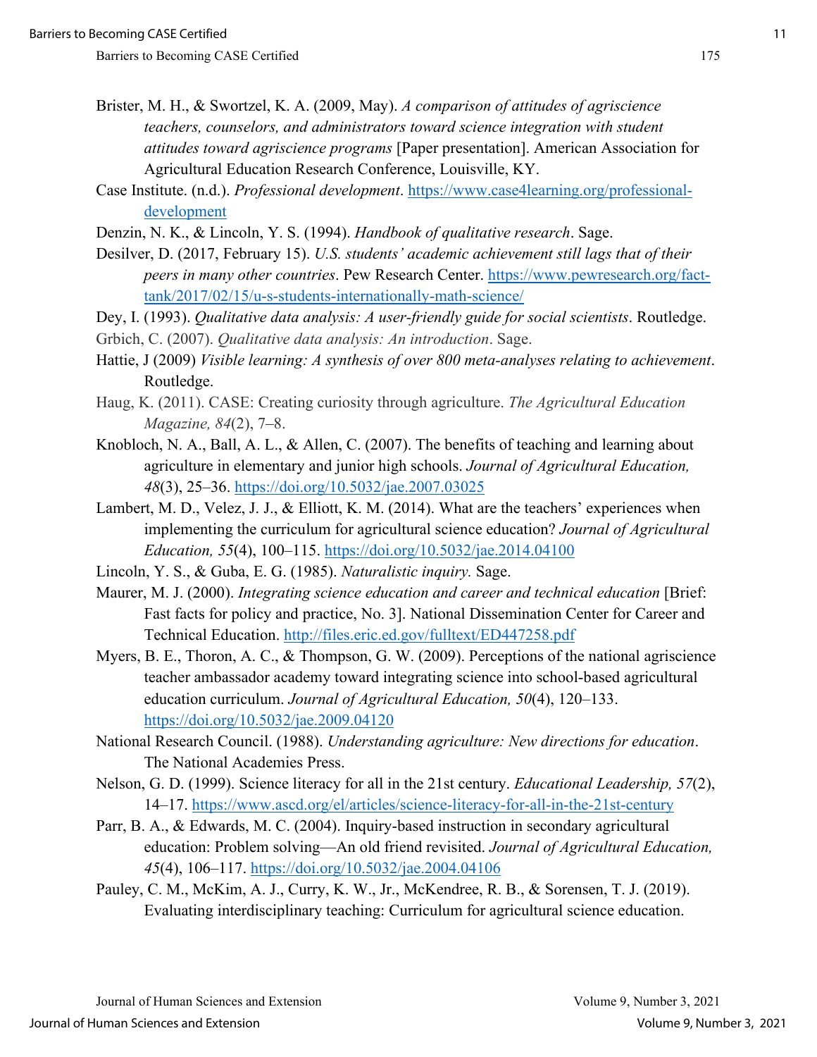Brister, M. H., & Swortzel, K. A. (2009, May). *A comparison of attitudes of agriscience teachers, counselors, and administrators toward science integration with student attitudes toward agriscience programs* [Paper presentation]. American Association for Agricultural Education Research Conference, Louisville, KY.

Case Institute. (n.d.). *Professional development*. https://www.case4learning.org/professional-development

Denzin, N. K., & Lincoln, Y. S. (1994). *Handbook of qualitative research*. Sage.

Desilver, D. (2017, February 15). *U.S. students' academic achievement still lags that of their peers in many other countries*. Pew Research Center. https://www.pewresearch.org/fact-tank/2017/02/15/u-s-students-internationally-math-science/

Dey, I. (1993). *Qualitative data analysis: A user-friendly guide for social scientists*. Routledge.

Grbich, C. (2007). *Qualitative data analysis: An introduction*. Sage.

Hattie, J (2009) *Visible learning: A synthesis of over 800 meta-analyses relating to achievement*. Routledge.

Haug, K. (2011). CASE: Creating curiosity through agriculture. *The Agricultural Education Magazine, 84*(2), 7–8.

Knobloch, N. A., Ball, A. L., & Allen, C. (2007). The benefits of teaching and learning about agriculture in elementary and junior high schools. *Journal of Agricultural Education, 48*(3), 25–36. https://doi.org/10.5032/jae.2007.03025

Lambert, M. D., Velez, J. J., & Elliott, K. M. (2014). What are the teachers' experiences when implementing the curriculum for agricultural science education? *Journal of Agricultural Education, 55*(4), 100–115. https://doi.org/10.5032/jae.2014.04100

Lincoln, Y. S., & Guba, E. G. (1985). *Naturalistic inquiry.* Sage.

Maurer, M. J. (2000). *Integrating science education and career and technical education* [Brief: Fast facts for policy and practice, No. 3]. National Dissemination Center for Career and Technical Education. http://files.eric.ed.gov/fulltext/ED447258.pdf

Myers, B. E., Thoron, A. C., & Thompson, G. W. (2009). Perceptions of the national agriscience teacher ambassador academy toward integrating science into school-based agricultural education curriculum. *Journal of Agricultural Education, 50*(4), 120–133. https://doi.org/10.5032/jae.2009.04120

National Research Council. (1988). *Understanding agriculture: New directions for education*. The National Academies Press.

Nelson, G. D. (1999). Science literacy for all in the 21st century. *Educational Leadership, 57*(2), 14–17. https://www.ascd.org/el/articles/science-literacy-for-all-in-the-21st-century

Parr, B. A., & Edwards, M. C. (2004). Inquiry-based instruction in secondary agricultural education: Problem solving—An old friend revisited. *Journal of Agricultural Education, 45*(4), 106–117. https://doi.org/10.5032/jae.2004.04106

Pauley, C. M., McKim, A. J., Curry, K. W., Jr., McKendree, R. B., & Sorensen, T. J. (2019). Evaluating interdisciplinary teaching: Curriculum for agricultural science education.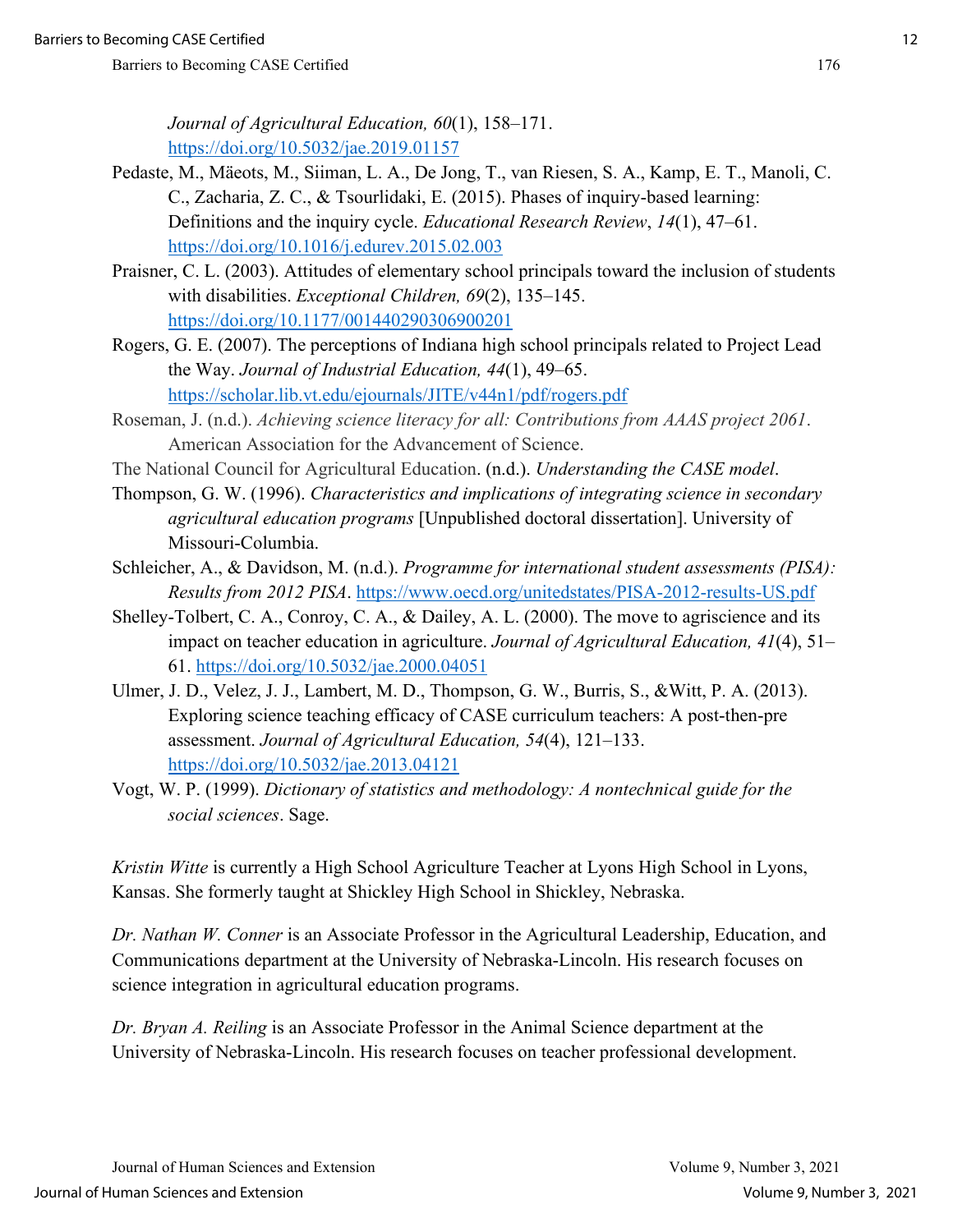*Journal of Agricultural Education, 60*(1), 158–171. https://doi.org/10.5032/jae.2019.01157

Pedaste, M., Mäeots, M., Siiman, L. A., De Jong, T., van Riesen, S. A., Kamp, E. T., Manoli, C. C., Zacharia, Z. C., & Tsourlidaki, E. (2015). Phases of inquiry-based learning: Definitions and the inquiry cycle. *Educational Research Review*, *14*(1), 47–61. https://doi.org/10.1016/j.edurev.2015.02.003

Praisner, C. L. (2003). Attitudes of elementary school principals toward the inclusion of students with disabilities. *Exceptional Children, 69*(2), 135–145. https://doi.org/10.1177/001440290306900201

Rogers, G. E. (2007). The perceptions of Indiana high school principals related to Project Lead the Way. *Journal of Industrial Education, 44*(1), 49–65. https://scholar.lib.vt.edu/ejournals/JITE/v44n1/pdf/rogers.pdf

Roseman, J. (n.d.). *Achieving science literacy for all: Contributions from AAAS project 2061*. American Association for the Advancement of Science.

The National Council for Agricultural Education. (n.d.). *Understanding the CASE model*.

Thompson, G. W. (1996). *Characteristics and implications of integrating science in secondary agricultural education programs* [Unpublished doctoral dissertation]. University of Missouri-Columbia.

Schleicher, A., & Davidson, M. (n.d.). *Programme for international student assessments (PISA): Results from 2012 PISA*. https://www.oecd.org/unitedstates/PISA-2012-results-US.pdf

Shelley-Tolbert, C. A., Conroy, C. A., & Dailey, A. L. (2000). The move to agriscience and its impact on teacher education in agriculture. *Journal of Agricultural Education, 41*(4), 51–61. https://doi.org/10.5032/jae.2000.04051

Ulmer, J. D., Velez, J. J., Lambert, M. D., Thompson, G. W., Burris, S., &Witt, P. A. (2013). Exploring science teaching efficacy of CASE curriculum teachers: A post-then-pre assessment. *Journal of Agricultural Education, 54*(4), 121–133. https://doi.org/10.5032/jae.2013.04121

Vogt, W. P. (1999). *Dictionary of statistics and methodology: A nontechnical guide for the social sciences*. Sage.

*Kristin Witte* is currently a High School Agriculture Teacher at Lyons High School in Lyons, Kansas. She formerly taught at Shickley High School in Shickley, Nebraska.

*Dr. Nathan W. Conner* is an Associate Professor in the Agricultural Leadership, Education, and Communications department at the University of Nebraska-Lincoln. His research focuses on science integration in agricultural education programs.

*Dr. Bryan A. Reiling* is an Associate Professor in the Animal Science department at the University of Nebraska-Lincoln. His research focuses on teacher professional development.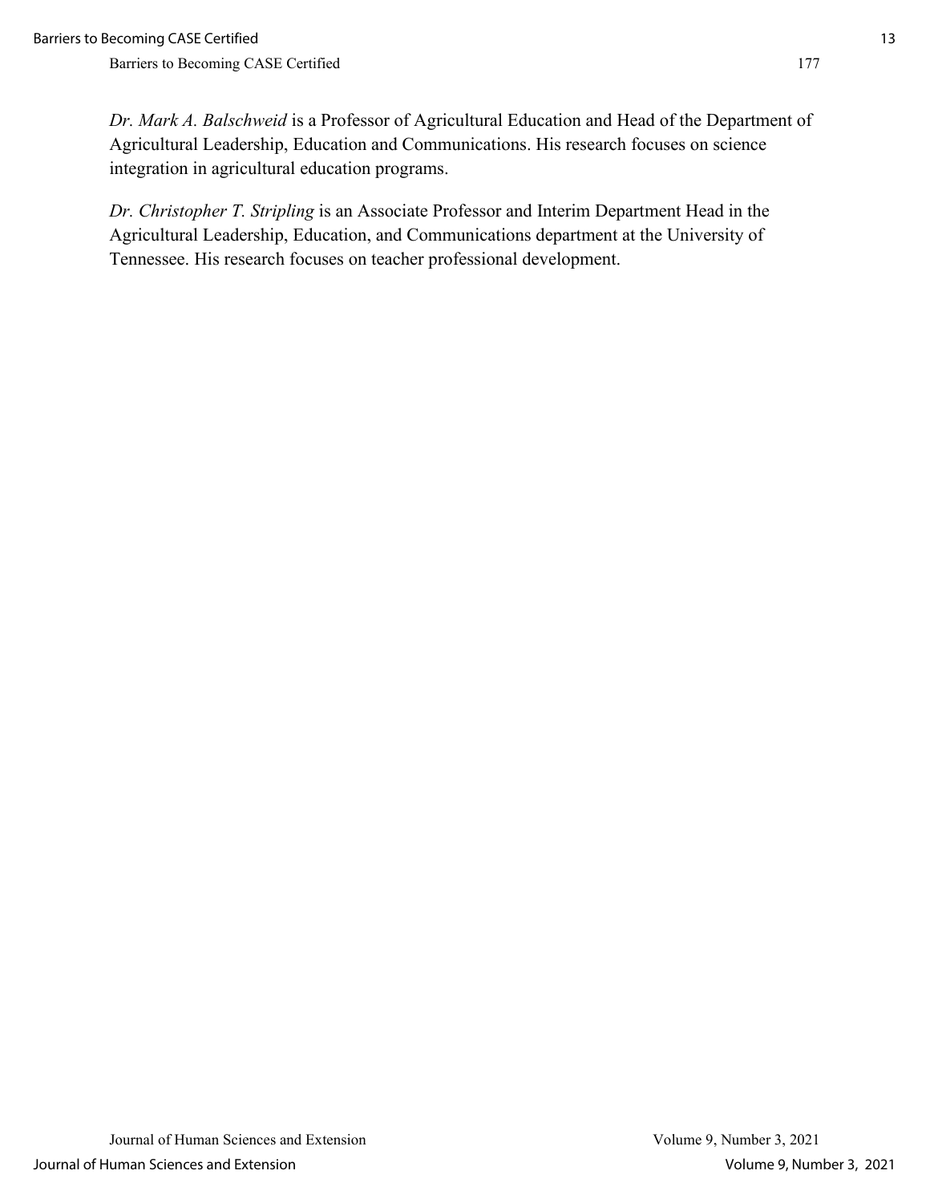*Dr. Mark A. Balschweid* is a Professor of Agricultural Education and Head of the Department of Agricultural Leadership, Education and Communications. His research focuses on science integration in agricultural education programs.

*Dr. Christopher T. Stripling* is an Associate Professor and Interim Department Head in the Agricultural Leadership, Education, and Communications department at the University of Tennessee. His research focuses on teacher professional development.